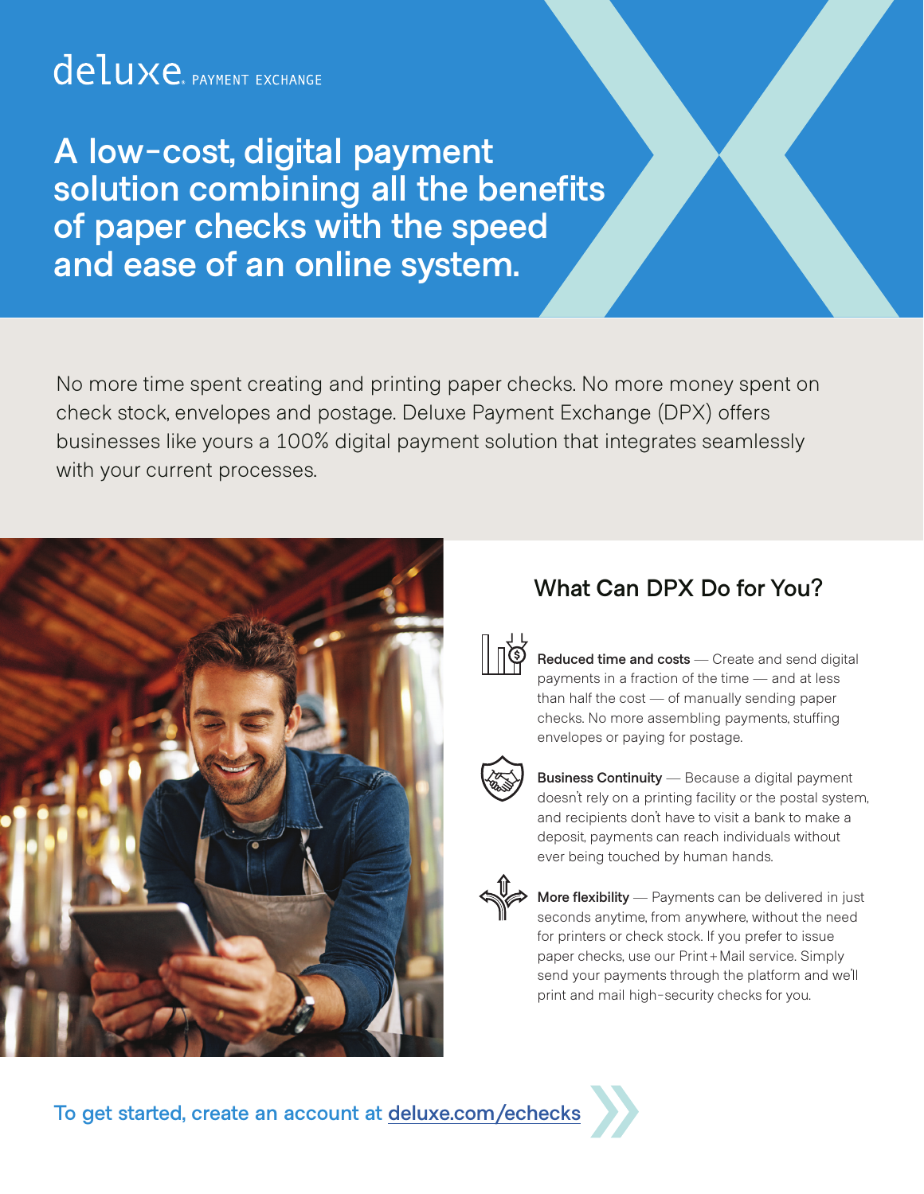deluxe PAYMENT EXCHANGE

# A low-cost, digital payment solution combining all the benefits of paper checks with the speed and ease of an online system.

No more time spent creating and printing paper checks. No more money spent on check stock, envelopes and postage. Deluxe Payment Exchange (DPX) offers businesses like yours a 100% digital payment solution that integrates seamlessly with your current processes.

## What Can DPX Do for You?

**Reduced time and costs** — Create and send digital payments in a fraction of the time — and at less than half the cost — of manually sending paper checks. No more assembling payments, stuffing envelopes or paying for postage.

**Business Continuity** — Because a digital payment doesn't rely on a printing facility or the postal system, and recipients don't have to visit a bank to make a deposit, payments can reach individuals without ever being touched by human hands.

**More flexibility** — Payments can be delivered in just seconds anytime, from anywhere, without the need for printers or check stock. If you prefer to issue paper checks, use our Print+Mail service. Simply send your payments through the platform and we'll print and mail high-security checks for you.

To get started, create an account at deluxe.com/echecks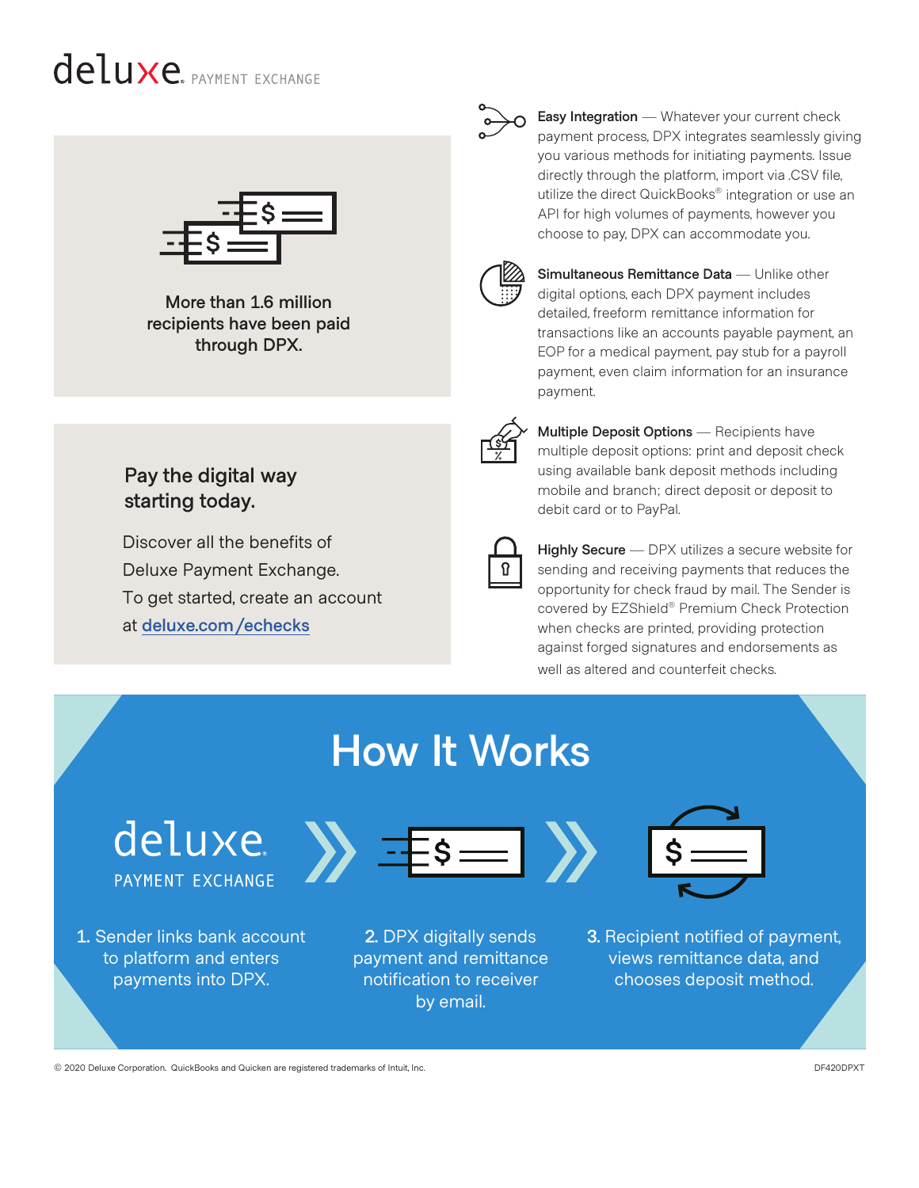deluxe. PAYMENT EXCHANGE

More than 1.6 million recipients have been paid through DPX.

## Pay the digital way starting today.

Discover all the benefits of Deluxe Payment Exchange.
To get started, create an account at [deluxe.com/echecks](deluxe.com/echecks)

**Easy Integration** — Whatever your current check payment process, DPX integrates seamlessly giving you various methods for initiating payments. Issue directly through the platform, import via .CSV file, utilize the direct QuickBooks® integration or use an API for high volumes of payments, however you choose to pay, DPX can accommodate you.

**Simultaneous Remittance Data** — Unlike other digital options, each DPX payment includes detailed, freeform remittance information for transactions like an accounts payable payment, an EOP for a medical payment, pay stub for a payroll payment, even claim information for an insurance payment.

**Multiple Deposit Options** — Recipients have multiple deposit options: print and deposit check using available bank deposit methods including mobile and branch; direct deposit or deposit to debit card or to PayPal.

**Highly Secure** — DPX utilizes a secure website for sending and receiving payments that reduces the opportunity for check fraud by mail. The Sender is covered by EZShield® Premium Check Protection when checks are printed, providing protection against forged signatures and endorsements as well as altered and counterfeit checks.

## How It Works

deluxe. PAYMENT EXCHANGE

1. Sender links bank account to platform and enters payments into DPX.
2. DPX digitally sends payment and remittance notification to receiver by email.
3. Recipient notified of payment, views remittance data, and chooses deposit method.

© 2020 Deluxe Corporation. QuickBooks and Quicken are registered trademarks of Intuit, Inc.

DF420DPXT